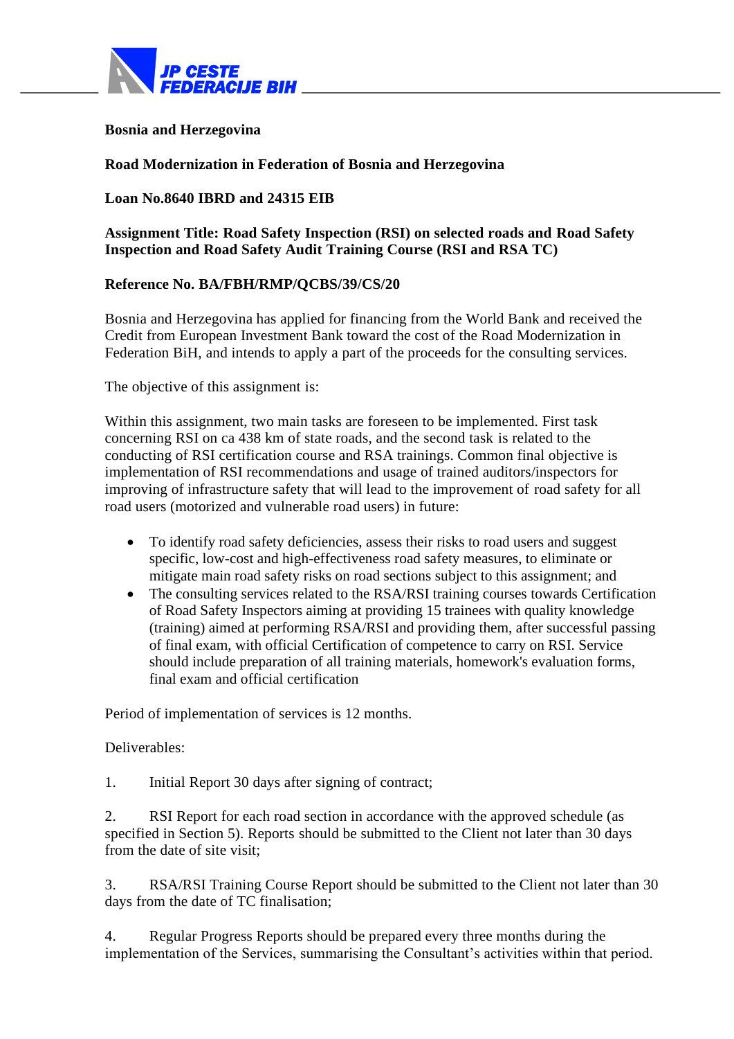JP CESTE FEDERACIJE BIH

**Bosnia and Herzegovina**

**Road Modernization in Federation of Bosnia and Herzegovina**

**Loan No.8640 IBRD and 24315 EIB**

**Assignment Title: Road Safety Inspection (RSI) on selected roads and Road Safety Inspection and Road Safety Audit Training Course (RSI and RSA TC)**

**Reference No. BA/FBH/RMP/QCBS/39/CS/20**

Bosnia and Herzegovina has applied for financing from the World Bank and received the Credit from European Investment Bank toward the cost of the Road Modernization in Federation BiH, and intends to apply a part of the proceeds for the consulting services.

The objective of this assignment is:

Within this assignment, two main tasks are foreseen to be implemented. First task concerning RSI on ca 438 km of state roads, and the second task is related to the conducting of RSI certification course and RSA trainings. Common final objective is implementation of RSI recommendations and usage of trained auditors/inspectors for improving of infrastructure safety that will lead to the improvement of road safety for all road users (motorized and vulnerable road users) in future:

- To identify road safety deficiencies, assess their risks to road users and suggest specific, low-cost and high-effectiveness road safety measures, to eliminate or mitigate main road safety risks on road sections subject to this assignment; and
- The consulting services related to the RSA/RSI training courses towards Certification of Road Safety Inspectors aiming at providing 15 trainees with quality knowledge (training) aimed at performing RSA/RSI and providing them, after successful passing of final exam, with official Certification of competence to carry on RSI. Service should include preparation of all training materials, homework's evaluation forms, final exam and official certification

Period of implementation of services is 12 months.

Deliverables:

1. Initial Report 30 days after signing of contract;

2. RSI Report for each road section in accordance with the approved schedule (as specified in Section 5). Reports should be submitted to the Client not later than 30 days from the date of site visit;

3. RSA/RSI Training Course Report should be submitted to the Client not later than 30 days from the date of TC finalisation;

4. Regular Progress Reports should be prepared every three months during the implementation of the Services, summarising the Consultant's activities within that period.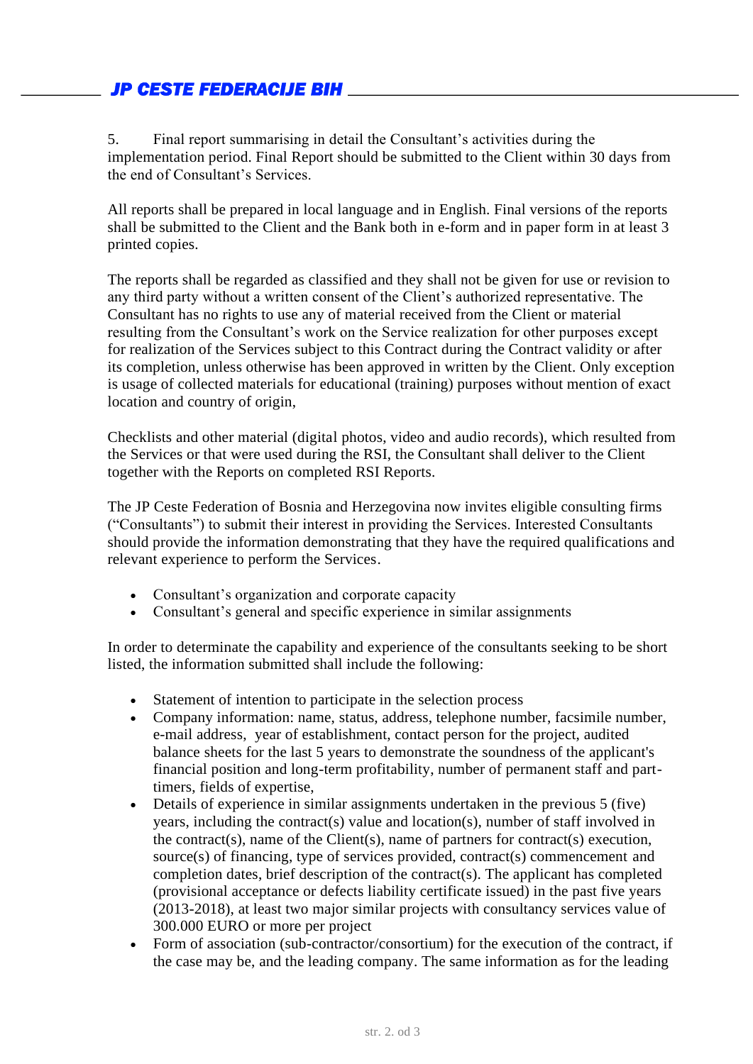5. Final report summarising in detail the Consultant's activities during the implementation period. Final Report should be submitted to the Client within 30 days from the end of Consultant's Services.

All reports shall be prepared in local language and in English. Final versions of the reports shall be submitted to the Client and the Bank both in e-form and in paper form in at least 3 printed copies.

The reports shall be regarded as classified and they shall not be given for use or revision to any third party without a written consent of the Client's authorized representative. The Consultant has no rights to use any of material received from the Client or material resulting from the Consultant's work on the Service realization for other purposes except for realization of the Services subject to this Contract during the Contract validity or after its completion, unless otherwise has been approved in written by the Client. Only exception is usage of collected materials for educational (training) purposes without mention of exact location and country of origin,

Checklists and other material (digital photos, video and audio records), which resulted from the Services or that were used during the RSI, the Consultant shall deliver to the Client together with the Reports on completed RSI Reports.

The JP Ceste Federation of Bosnia and Herzegovina now invites eligible consulting firms ("Consultants") to submit their interest in providing the Services. Interested Consultants should provide the information demonstrating that they have the required qualifications and relevant experience to perform the Services.

- Consultant's organization and corporate capacity
- Consultant's general and specific experience in similar assignments

In order to determinate the capability and experience of the consultants seeking to be short listed, the information submitted shall include the following:

- Statement of intention to participate in the selection process
- Company information: name, status, address, telephone number, facsimile number, e-mail address, year of establishment, contact person for the project, audited balance sheets for the last 5 years to demonstrate the soundness of the applicant's financial position and long-term profitability, number of permanent staff and part-timers, fields of expertise,
- Details of experience in similar assignments undertaken in the previous 5 (five) years, including the contract(s) value and location(s), number of staff involved in the contract(s), name of the Client(s), name of partners for contract(s) execution, source(s) of financing, type of services provided, contract(s) commencement and completion dates, brief description of the contract(s). The applicant has completed (provisional acceptance or defects liability certificate issued) in the past five years (2013-2018), at least two major similar projects with consultancy services value of 300.000 EURO or more per project
- Form of association (sub-contractor/consortium) for the execution of the contract, if the case may be, and the leading company. The same information as for the leading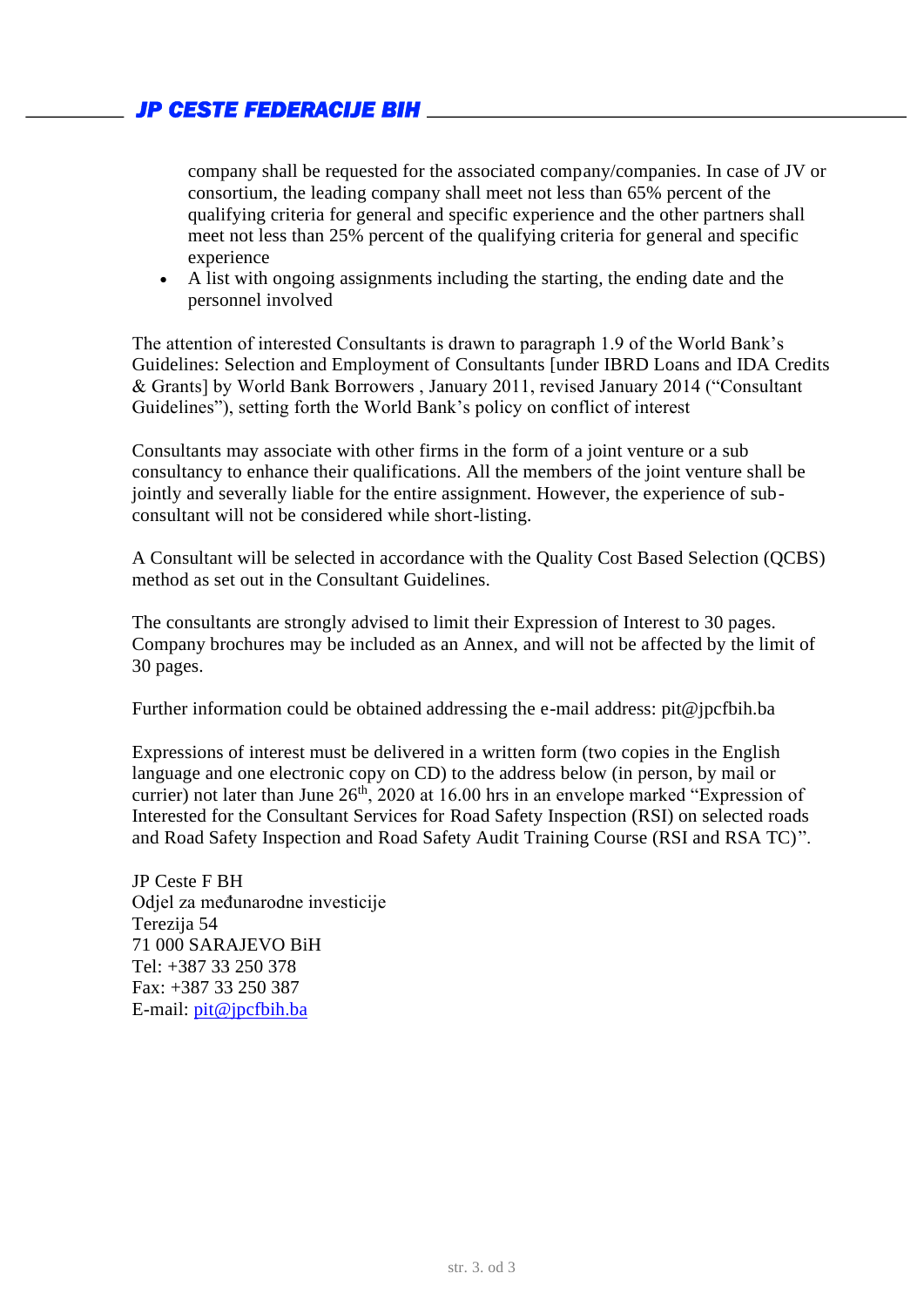company shall be requested for the associated company/companies. In case of JV or consortium, the leading company shall meet not less than 65% percent of the qualifying criteria for general and specific experience and the other partners shall meet not less than 25% percent of the qualifying criteria for general and specific experience

- A list with ongoing assignments including the starting, the ending date and the personnel involved

The attention of interested Consultants is drawn to paragraph 1.9 of the World Bank's Guidelines: Selection and Employment of Consultants [under IBRD Loans and IDA Credits & Grants] by World Bank Borrowers , January 2011, revised January 2014 ("Consultant Guidelines"), setting forth the World Bank's policy on conflict of interest

Consultants may associate with other firms in the form of a joint venture or a sub consultancy to enhance their qualifications. All the members of the joint venture shall be jointly and severally liable for the entire assignment. However, the experience of sub-consultant will not be considered while short-listing.

A Consultant will be selected in accordance with the Quality Cost Based Selection (QCBS) method as set out in the Consultant Guidelines.

The consultants are strongly advised to limit their Expression of Interest to 30 pages. Company brochures may be included as an Annex, and will not be affected by the limit of 30 pages.

Further information could be obtained addressing the e-mail address: pit@jpcfbih.ba

Expressions of interest must be delivered in a written form (two copies in the English language and one electronic copy on CD) to the address below (in person, by mail or currier) not later than June 26th, 2020 at 16.00 hrs in an envelope marked "Expression of Interested for the Consultant Services for Road Safety Inspection (RSI) on selected roads and Road Safety Inspection and Road Safety Audit Training Course (RSI and RSA TC)".

JP Ceste F BH
Odjel za međunarodne investicije
Terezija 54
71 000 SARAJEVO BiH
Tel: +387 33 250 378
Fax: +387 33 250 387
E-mail: pit@jpcfbih.ba